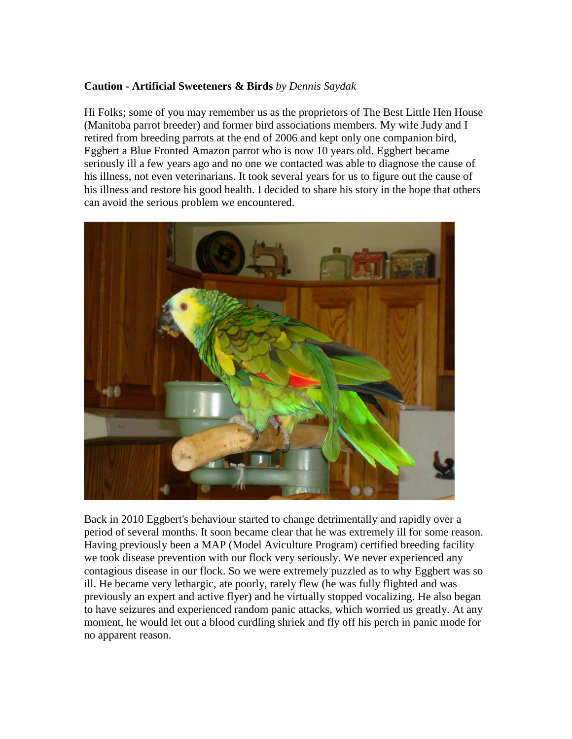**Caution - Artificial Sweeteners & Birds** *by Dennis Saydak*

Hi Folks; some of you may remember us as the proprietors of The Best Little Hen House (Manitoba parrot breeder) and former bird associations members. My wife Judy and I retired from breeding parrots at the end of 2006 and kept only one companion bird, Eggbert a Blue Fronted Amazon parrot who is now 10 years old. Eggbert became seriously ill a few years ago and no one we contacted was able to diagnose the cause of his illness, not even veterinarians. It took several years for us to figure out the cause of his illness and restore his good health. I decided to share his story in the hope that others can avoid the serious problem we encountered.

Back in 2010 Eggbert's behaviour started to change detrimentally and rapidly over a period of several months. It soon became clear that he was extremely ill for some reason. Having previously been a MAP (Model Aviculture Program) certified breeding facility we took disease prevention with our flock very seriously. We never experienced any contagious disease in our flock. So we were extremely puzzled as to why Eggbert was so ill. He became very lethargic, ate poorly, rarely flew (he was fully flighted and was previously an expert and active flyer) and he virtually stopped vocalizing. He also began to have seizures and experienced random panic attacks, which worried us greatly. At any moment, he would let out a blood curdling shriek and fly off his perch in panic mode for no apparent reason.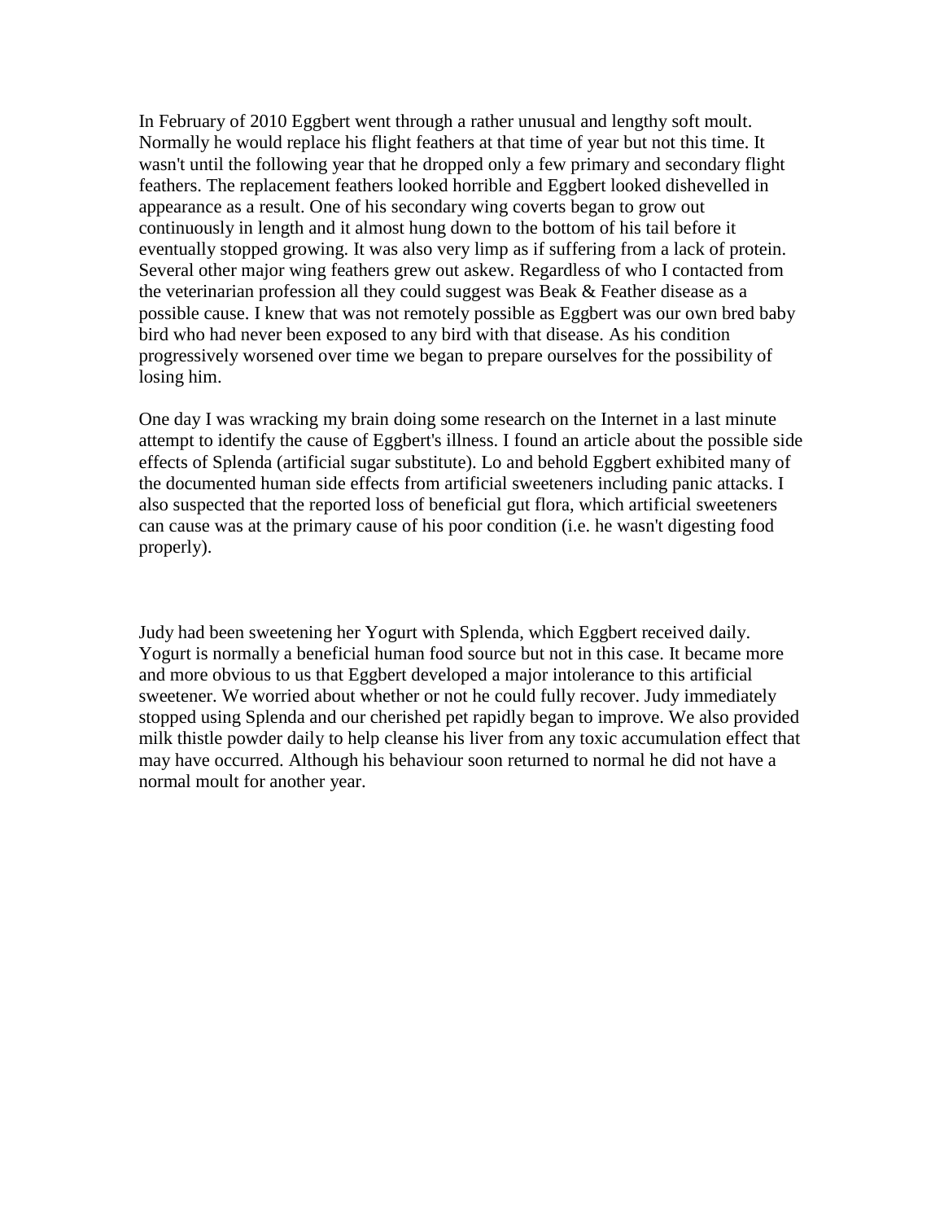In February of 2010 Eggbert went through a rather unusual and lengthy soft moult. Normally he would replace his flight feathers at that time of year but not this time. It wasn't until the following year that he dropped only a few primary and secondary flight feathers. The replacement feathers looked horrible and Eggbert looked dishevelled in appearance as a result. One of his secondary wing coverts began to grow out continuously in length and it almost hung down to the bottom of his tail before it eventually stopped growing. It was also very limp as if suffering from a lack of protein. Several other major wing feathers grew out askew. Regardless of who I contacted from the veterinarian profession all they could suggest was Beak & Feather disease as a possible cause. I knew that was not remotely possible as Eggbert was our own bred baby bird who had never been exposed to any bird with that disease. As his condition progressively worsened over time we began to prepare ourselves for the possibility of losing him.

One day I was wracking my brain doing some research on the Internet in a last minute attempt to identify the cause of Eggbert's illness. I found an article about the possible side effects of Splenda (artificial sugar substitute). Lo and behold Eggbert exhibited many of the documented human side effects from artificial sweeteners including panic attacks. I also suspected that the reported loss of beneficial gut flora, which artificial sweeteners can cause was at the primary cause of his poor condition (i.e. he wasn't digesting food properly).

Judy had been sweetening her Yogurt with Splenda, which Eggbert received daily. Yogurt is normally a beneficial human food source but not in this case. It became more and more obvious to us that Eggbert developed a major intolerance to this artificial sweetener. We worried about whether or not he could fully recover. Judy immediately stopped using Splenda and our cherished pet rapidly began to improve. We also provided milk thistle powder daily to help cleanse his liver from any toxic accumulation effect that may have occurred. Although his behaviour soon returned to normal he did not have a normal moult for another year.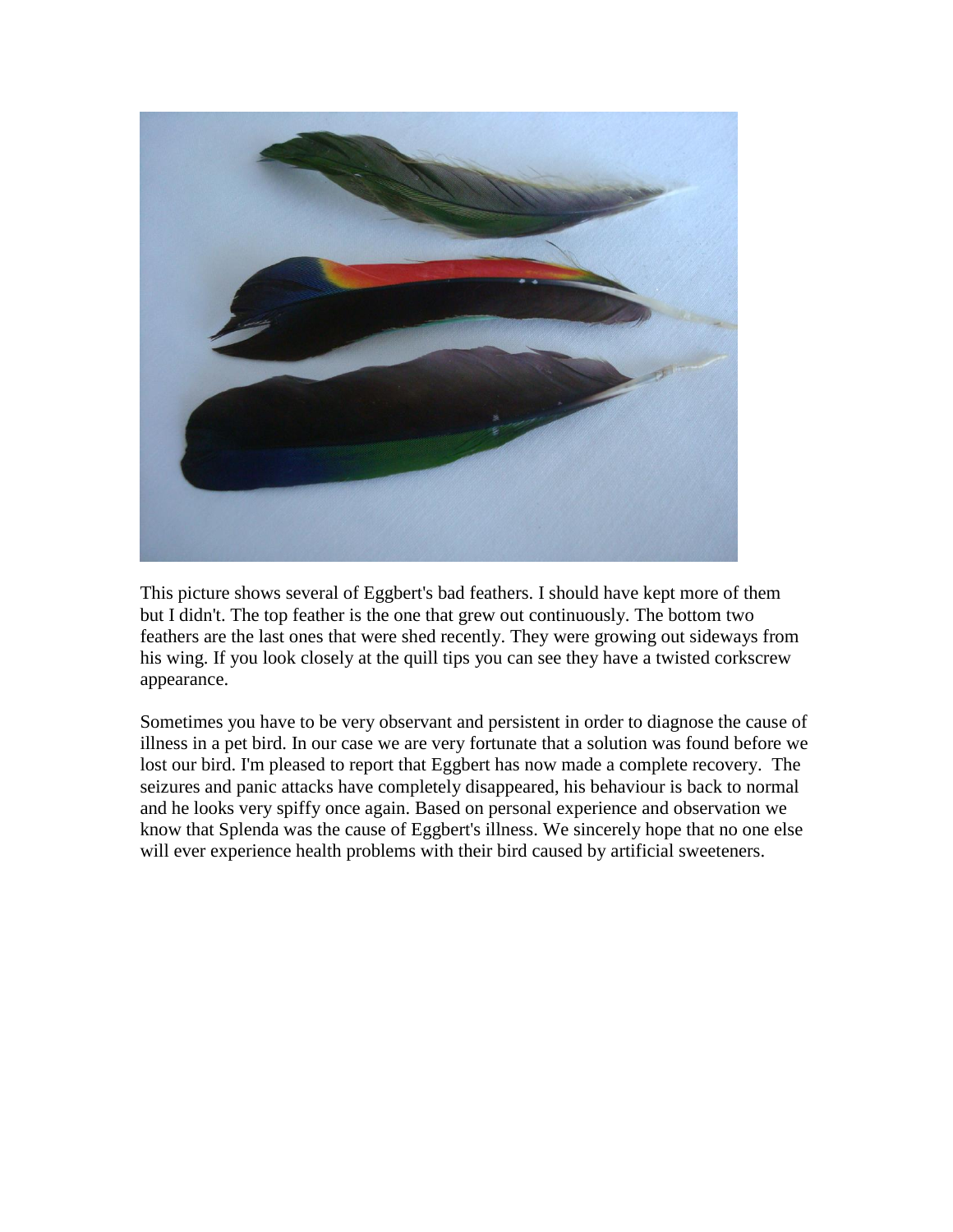This picture shows several of Eggbert's bad feathers. I should have kept more of them but I didn't. The top feather is the one that grew out continuously. The bottom two feathers are the last ones that were shed recently. They were growing out sideways from his wing. If you look closely at the quill tips you can see they have a twisted corkscrew appearance.

Sometimes you have to be very observant and persistent in order to diagnose the cause of illness in a pet bird. In our case we are very fortunate that a solution was found before we lost our bird. I'm pleased to report that Eggbert has now made a complete recovery. The seizures and panic attacks have completely disappeared, his behaviour is back to normal and he looks very spiffy once again. Based on personal experience and observation we know that Splenda was the cause of Eggbert's illness. We sincerely hope that no one else will ever experience health problems with their bird caused by artificial sweeteners.